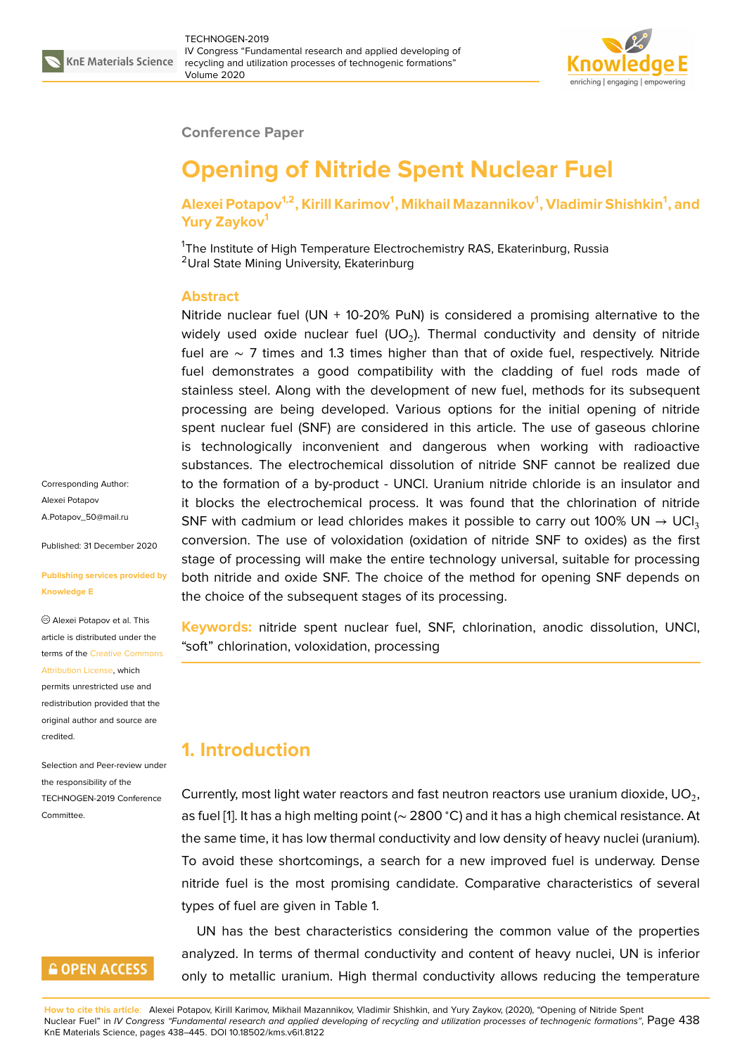Conference Paper

# Opening of Nitride Spent Nuclear Fuel

**Alexei Potapov[1,2], Kirill Karimov[1], Mikhail Mazannikov[1], Vladimir Shishkin[1], and Yury Zaykov[1]**

[1]The Institute of High Temperature Electrochemistry RAS, Ekaterinburg, Russia
[2]Ural State Mining University, Ekaterinburg

## Abstract

Nitride nuclear fuel (UN + 10-20% PuN) is considered a promising alternative to the widely used oxide nuclear fuel ($UO_2$). Thermal conductivity and density of nitride fuel are ~ 7 times and 1.3 times higher than that of oxide fuel, respectively. Nitride fuel demonstrates a good compatibility with the cladding of fuel rods made of stainless steel. Along with the development of new fuel, methods for its subsequent processing are being developed. Various options for the initial opening of nitride spent nuclear fuel (SNF) are considered in this article. The use of gaseous chlorine is technologically inconvenient and dangerous when working with radioactive substances. The electrochemical dissolution of nitride SNF cannot be realized due to the formation of a by-product - UNCl. Uranium nitride chloride is an insulator and it blocks the electrochemical process. It was found that the chlorination of nitride SNF with cadmium or lead chlorides makes it possible to carry out 100% UN → $UCl_3$ conversion. The use of voloxidation (oxidation of nitride SNF to oxides) as the first stage of processing will make the entire technology universal, suitable for processing both nitride and oxide SNF. The choice of the method for opening SNF depends on the choice of the subsequent stages of its processing.

**Keywords:** nitride spent nuclear fuel, SNF, chlorination, anodic dissolution, UNCl, "soft" chlorination, voloxidation, processing

Corresponding Author: Alexei Potapov A.Potapov_50@mail.ru

Published: 31 December 2020

Publishing services provided by Knowledge E

Alexei Potapov et al. This article is distributed under the terms of the Creative Commons Attribution License, which permits unrestricted use and redistribution provided that the original author and source are credited.

Selection and Peer-review under the responsibility of the TECHNOGEN-2019 Conference Committee.

## 1. Introduction

Currently, most light water reactors and fast neutron reactors use uranium dioxide, $UO_2$, as fuel [1]. It has a high melting point (~ 2800 °C) and it has a high chemical resistance. At the same time, it has low thermal conductivity and low density of heavy nuclei (uranium). To avoid these shortcomings, a search for a new improved fuel is underway. Dense nitride fuel is the most promising candidate. Comparative characteristics of several types of fuel are given in Table 1.

UN has the best characteristics considering the common value of the properties analyzed. In terms of thermal conductivity and content of heavy nuclei, UN is inferior only to metallic uranium. High thermal conductivity allows reducing the temperature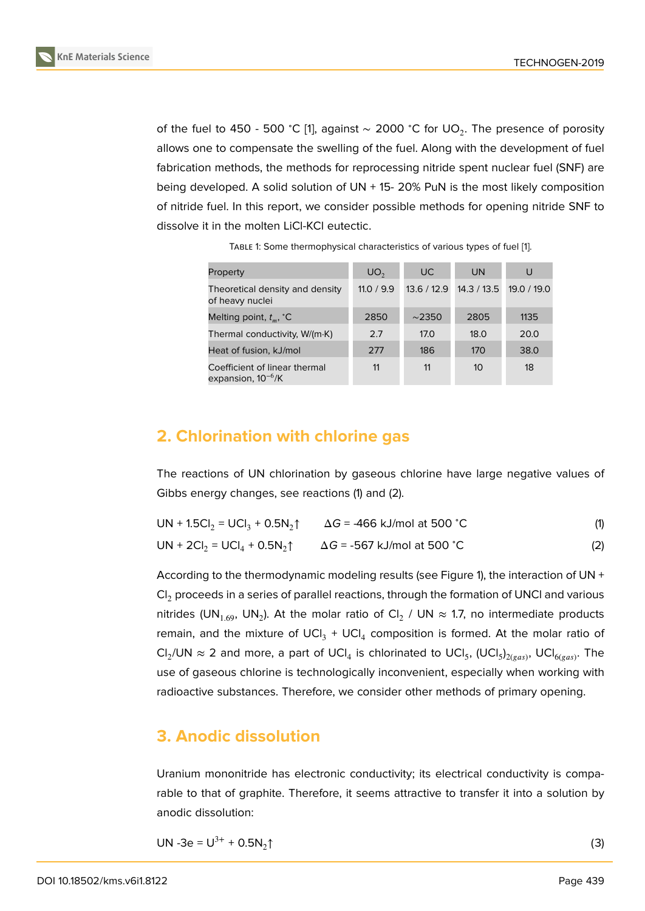of the fuel to 450 - 500 °C [1], against ~ 2000 °C for $UO_2$. The presence of porosity allows one to compensate the swelling of the fuel. Along with the development of fuel fabrication methods, the methods for reprocessing nitride spent nuclear fuel (SNF) are being developed. A solid solution of UN + 15- 20% PuN is the most likely composition of nitride fuel. In this report, we consider possible methods for opening nitride SNF to dissolve it in the molten LiCl-KCl eutectic.

TABLE 1: Some thermophysical characteristics of various types of fuel [1].

| Property | $UO_2$ | UC | UN | U |
|---|---|---|---|---|
| Theoretical density and density of heavy nuclei | 11.0 / 9.9 | 13.6 / 12.9 | 14.3 / 13.5 | 19.0 / 19.0 |
| Melting point, $t_m$, °C | 2850 | ~2350 | 2805 | 1135 |
| Thermal conductivity, W/(m·K) | 2.7 | 17.0 | 18.0 | 20.0 |
| Heat of fusion, kJ/mol | 277 | 186 | 170 | 38.0 |
| Coefficient of linear thermal expansion, $10^{-6}$/K | 11 | 11 | 10 | 18 |

## 2. Chlorination with chlorine gas

The reactions of UN chlorination by gaseous chlorine have large negative values of Gibbs energy changes, see reactions (1) and (2).

$$UN + 1.5Cl_2 = UCl_3 + 0.5N_2\uparrow \qquad \Delta G = -466 \text{ kJ/mol at } 500\ ^\circ C \tag{1}$$

$$UN + 2Cl_2 = UCl_4 + 0.5N_2\uparrow \qquad \Delta G = -567 \text{ kJ/mol at } 500\ ^\circ C \tag{2}$$

According to the thermodynamic modeling results (see Figure 1), the interaction of UN + $Cl_2$ proceeds in a series of parallel reactions, through the formation of UNCl and various nitrides ($UN_{1.69}$, $UN_2$). At the molar ratio of $Cl_2$ / UN ≈ 1.7, no intermediate products remain, and the mixture of $UCl_3$ + $UCl_4$ composition is formed. At the molar ratio of $Cl_2$/UN ≈ 2 and more, a part of $UCl_4$ is chlorinated to $UCl_5$, $(UCl_5)_{2(gas)}$, $UCl_{6(gas)}$. The use of gaseous chlorine is technologically inconvenient, especially when working with radioactive substances. Therefore, we consider other methods of primary opening.

## 3. Anodic dissolution

Uranium mononitride has electronic conductivity; its electrical conductivity is comparable to that of graphite. Therefore, it seems attractive to transfer it into a solution by anodic dissolution:

$$UN - 3e = U^{3+} + 0.5N_2\uparrow \tag{3}$$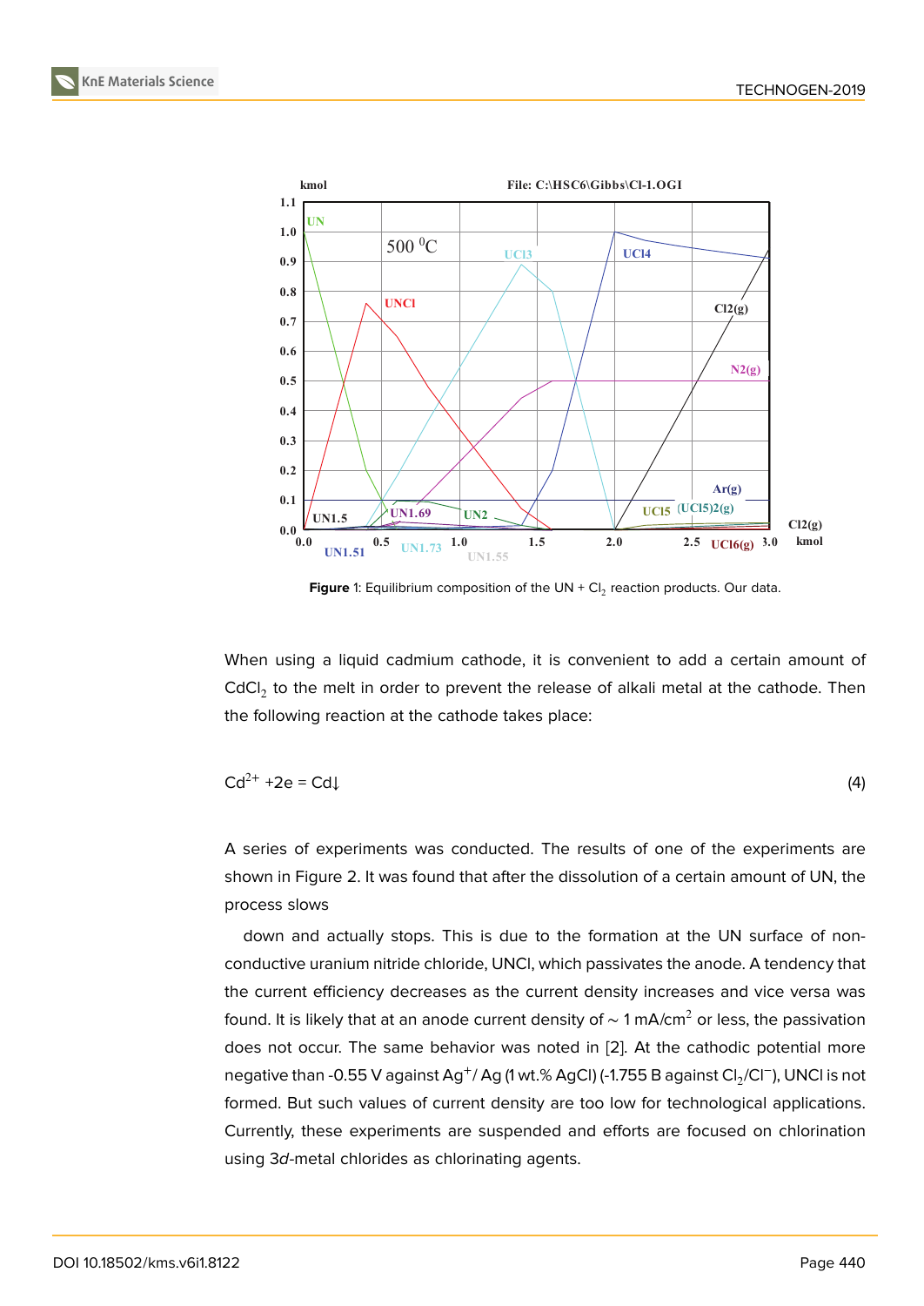**Figure** 1: Equilibrium composition of the UN + $Cl_2$ reaction products. Our data.

When using a liquid cadmium cathode, it is convenient to add a certain amount of $CdCl_2$ to the melt in order to prevent the release of alkali metal at the cathode. Then the following reaction at the cathode takes place:

$$Cd^{2+} + 2e = Cd\downarrow \quad (4)$$

A series of experiments was conducted. The results of one of the experiments are shown in Figure 2. It was found that after the dissolution of a certain amount of UN, the process slows

down and actually stops. This is due to the formation at the UN surface of non-conductive uranium nitride chloride, UNCl, which passivates the anode. A tendency that the current efficiency decreases as the current density increases and vice versa was found. It is likely that at an anode current density of ~ 1 mA/cm$^2$ or less, the passivation does not occur. The same behavior was noted in [2]. At the cathodic potential more negative than -0.55 V against $Ag^+$/ Ag (1 wt.% AgCl) (-1.755 B against $Cl_2/Cl^-$), UNCl is not formed. But such values of current density are too low for technological applications. Currently, these experiments are suspended and efforts are focused on chlorination using 3*d*-metal chlorides as chlorinating agents.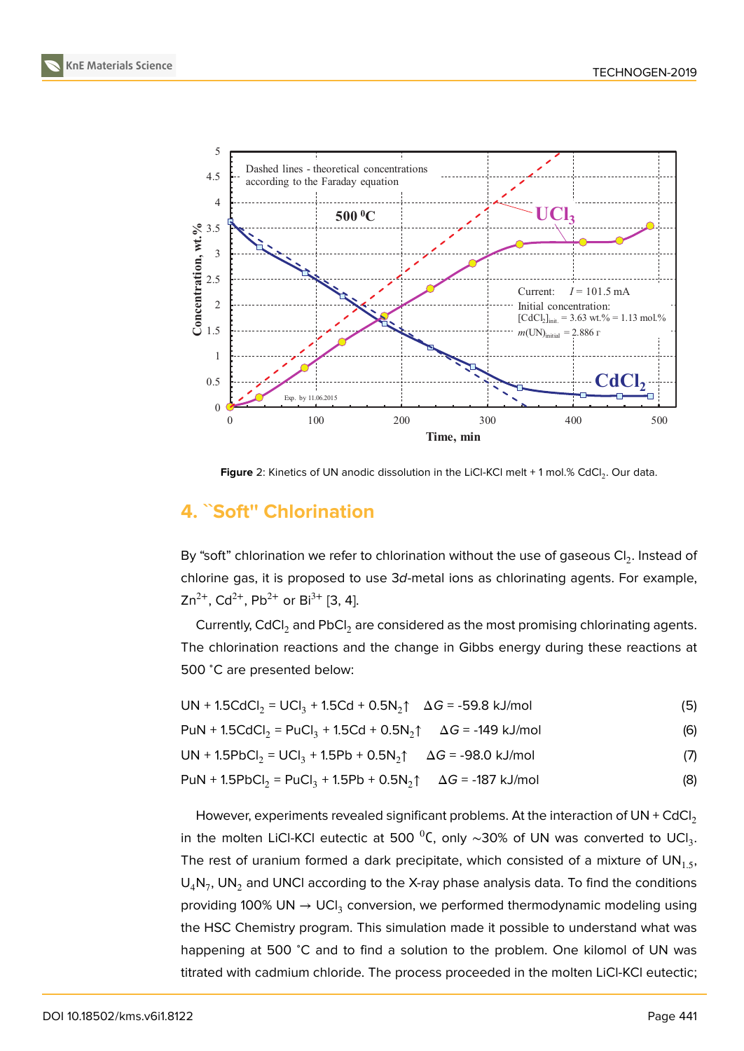Figure 2: Kinetics of UN anodic dissolution in the LiCl-KCl melt + 1 mol.% $CdCl_2$. Our data.

## 4. "Soft" Chlorination

By "soft" chlorination we refer to chlorination without the use of gaseous $Cl_2$. Instead of chlorine gas, it is proposed to use 3*d*-metal ions as chlorinating agents. For example, $Zn^{2+}$, $Cd^{2+}$, $Pb^{2+}$ or $Bi^{3+}$ [3, 4].

Currently, $CdCl_2$ and $PbCl_2$ are considered as the most promising chlorinating agents. The chlorination reactions and the change in Gibbs energy during these reactions at 500 °C are presented below:

$$UN + 1.5CdCl_2 = UCl_3 + 1.5Cd + 0.5N_2\uparrow \quad \Delta G = -59.8 \text{ kJ/mol} \tag{5}$$

$$PuN + 1.5CdCl_2 = PuCl_3 + 1.5Cd + 0.5N_2\uparrow \quad \Delta G = -149 \text{ kJ/mol} \tag{6}$$

$$UN + 1.5PbCl_2 = UCl_3 + 1.5Pb + 0.5N_2\uparrow \quad \Delta G = -98.0 \text{ kJ/mol} \tag{7}$$

$$PuN + 1.5PbCl_2 = PuCl_3 + 1.5Pb + 0.5N_2\uparrow \quad \Delta G = -187 \text{ kJ/mol} \tag{8}$$

However, experiments revealed significant problems. At the interaction of UN + $CdCl_2$ in the molten LiCl-KCl eutectic at 500 °C, only ~30% of UN was converted to $UCl_3$. The rest of uranium formed a dark precipitate, which consisted of a mixture of $UN_{1.5}$, $U_4N_7$, $UN_2$ and UNCl according to the X-ray phase analysis data. To find the conditions providing 100% UN → $UCl_3$ conversion, we performed thermodynamic modeling using the HSC Chemistry program. This simulation made it possible to understand what was happening at 500 °C and to find a solution to the problem. One kilomol of UN was titrated with cadmium chloride. The process proceeded in the molten LiCl-KCl eutectic;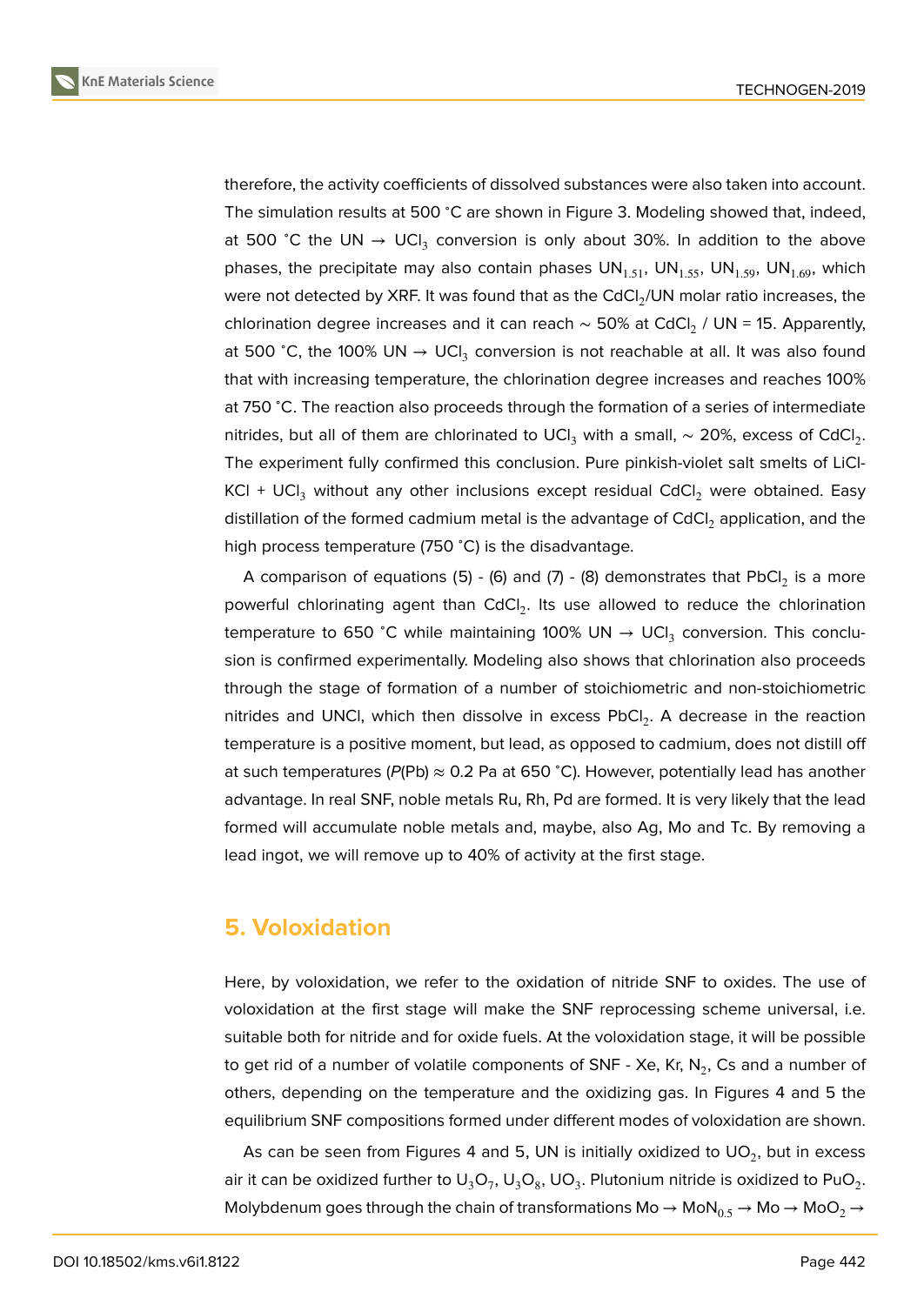therefore, the activity coefficients of dissolved substances were also taken into account. The simulation results at 500 ˚C are shown in Figure 3. Modeling showed that, indeed, at 500 ˚C the UN → $UCl_3$ conversion is only about 30%. In addition to the above phases, the precipitate may also contain phases $UN_{1.51}$, $UN_{1.55}$, $UN_{1.59}$, $UN_{1.69}$, which were not detected by XRF. It was found that as the $CdCl_2$/UN molar ratio increases, the chlorination degree increases and it can reach ~ 50% at $CdCl_2$ / UN = 15. Apparently, at 500 ˚C, the 100% UN → $UCl_3$ conversion is not reachable at all. It was also found that with increasing temperature, the chlorination degree increases and reaches 100% at 750 ˚C. The reaction also proceeds through the formation of a series of intermediate nitrides, but all of them are chlorinated to $UCl_3$ with a small, ~ 20%, excess of $CdCl_2$. The experiment fully confirmed this conclusion. Pure pinkish-violet salt smelts of LiCl-KCl + $UCl_3$ without any other inclusions except residual $CdCl_2$ were obtained. Easy distillation of the formed cadmium metal is the advantage of $CdCl_2$ application, and the high process temperature (750 ˚C) is the disadvantage.

A comparison of equations (5) - (6) and (7) - (8) demonstrates that $PbCl_2$ is a more powerful chlorinating agent than $CdCl_2$. Its use allowed to reduce the chlorination temperature to 650 ˚C while maintaining 100% UN → $UCl_3$ conversion. This conclusion is confirmed experimentally. Modeling also shows that chlorination also proceeds through the stage of formation of a number of stoichiometric and non-stoichiometric nitrides and UNCl, which then dissolve in excess $PbCl_2$. A decrease in the reaction temperature is a positive moment, but lead, as opposed to cadmium, does not distill off at such temperatures ($P$(Pb) ≈ 0.2 Pa at 650 ˚C). However, potentially lead has another advantage. In real SNF, noble metals Ru, Rh, Pd are formed. It is very likely that the lead formed will accumulate noble metals and, maybe, also Ag, Mo and Tc. By removing a lead ingot, we will remove up to 40% of activity at the first stage.

## 5. Voloxidation

Here, by voloxidation, we refer to the oxidation of nitride SNF to oxides. The use of voloxidation at the first stage will make the SNF reprocessing scheme universal, i.e. suitable both for nitride and for oxide fuels. At the voloxidation stage, it will be possible to get rid of a number of volatile components of SNF - Xe, Kr, $N_2$, Cs and a number of others, depending on the temperature and the oxidizing gas. In Figures 4 and 5 the equilibrium SNF compositions formed under different modes of voloxidation are shown.

As can be seen from Figures 4 and 5, UN is initially oxidized to $UO_2$, but in excess air it can be oxidized further to $U_3O_7$, $U_3O_8$, $UO_3$. Plutonium nitride is oxidized to $PuO_2$. Molybdenum goes through the chain of transformations Mo → $MoN_{0.5}$ → Mo → $MoO_2$ →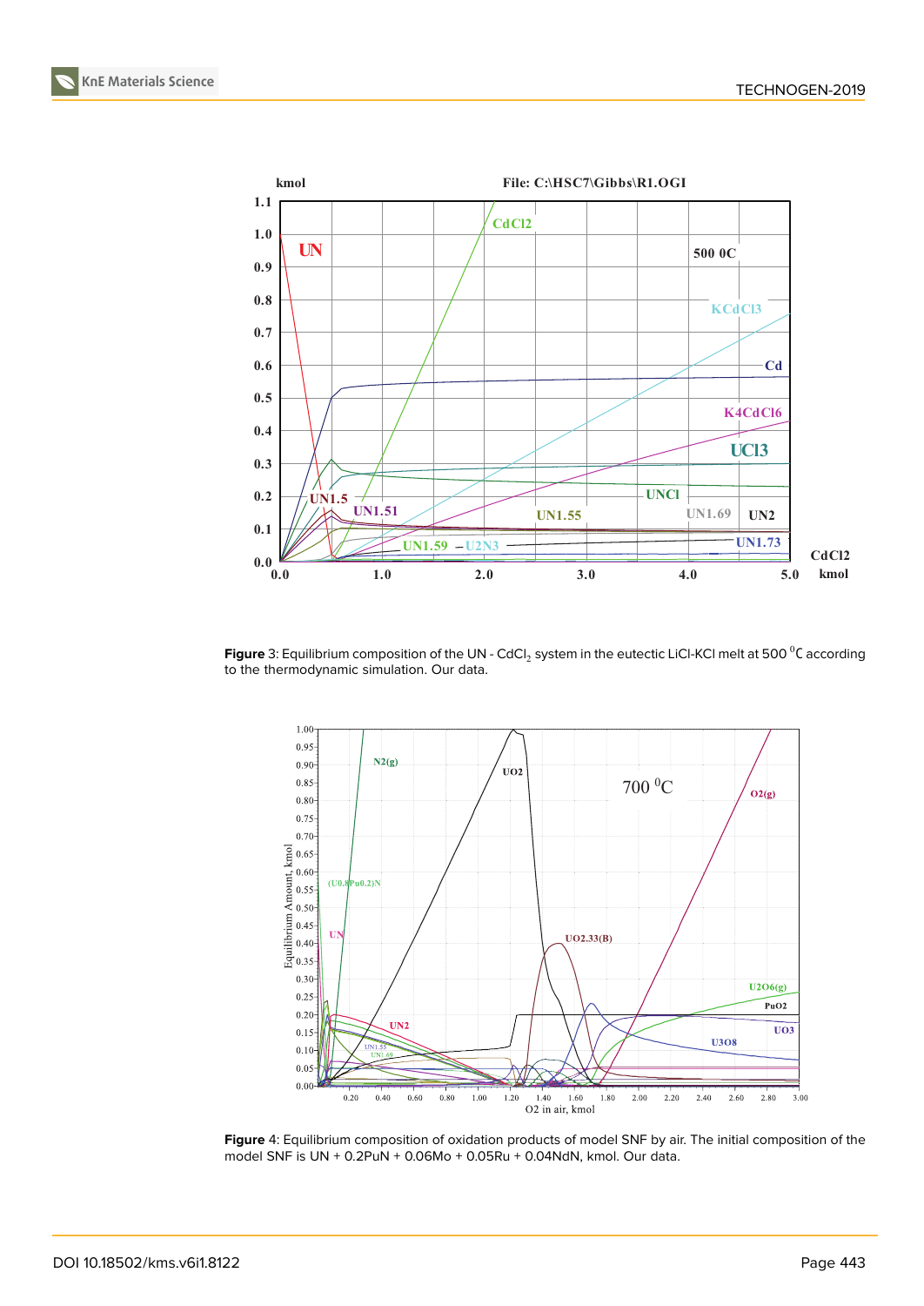**Figure** 3: Equilibrium composition of the UN - $CdCl_2$ system in the eutectic LiCl-KCl melt at 500 $^{0}$C according to the thermodynamic simulation. Our data.

**Figure** 4: Equilibrium composition of oxidation products of model SNF by air. The initial composition of the model SNF is UN + 0.2PuN + 0.06Mo + 0.05Ru + 0.04NdN, kmol. Our data.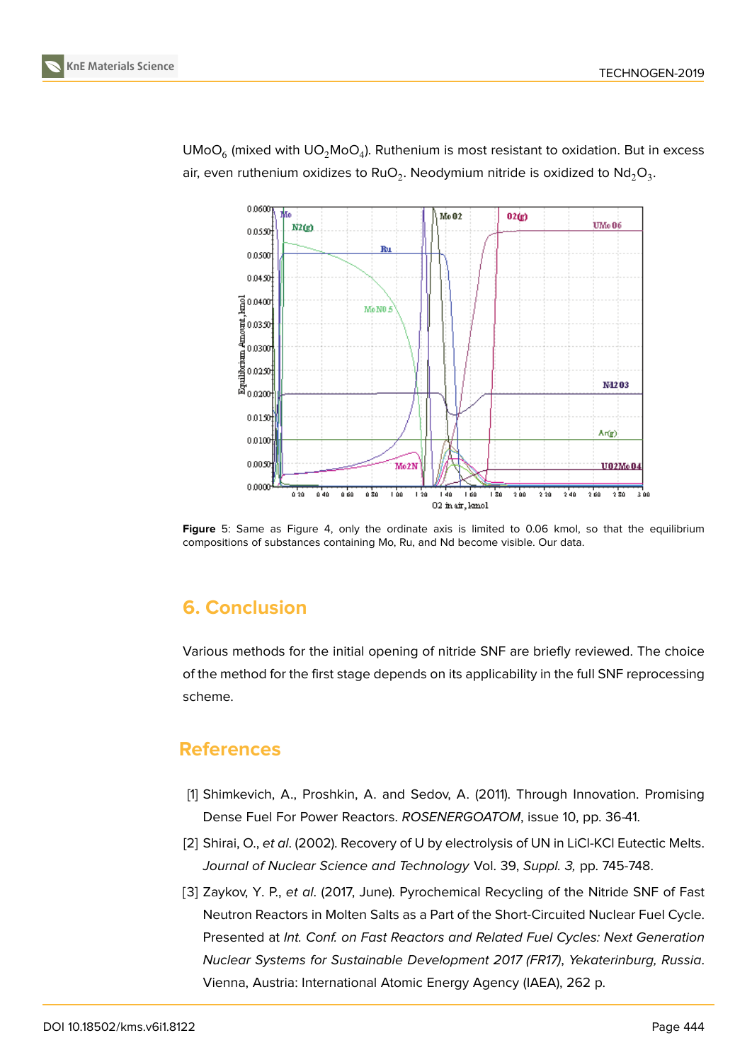$UMoO_6$ (mixed with $UO_2MoO_4$). Ruthenium is most resistant to oxidation. But in excess air, even ruthenium oxidizes to $RuO_2$. Neodymium nitride is oxidized to $Nd_2O_3$.

**Figure** 5: Same as Figure 4, only the ordinate axis is limited to 0.06 kmol, so that the equilibrium compositions of substances containing Mo, Ru, and Nd become visible. Our data.

## 6. Conclusion

Various methods for the initial opening of nitride SNF are briefly reviewed. The choice of the method for the first stage depends on its applicability in the full SNF reprocessing scheme.

## References

[1] Shimkevich, A., Proshkin, A. and Sedov, A. (2011). Through Innovation. Promising Dense Fuel For Power Reactors. *ROSENERGOATOM*, issue 10, pp. 36-41.

[2] Shirai, O., *et al*. (2002). Recovery of U by electrolysis of UN in LiCl-KCl Eutectic Melts. *Journal of Nuclear Science and Technology* Vol. 39, *Suppl. 3,* pp. 745-748.

[3] Zaykov, Y. P., *et al*. (2017, June). Pyrochemical Recycling of the Nitride SNF of Fast Neutron Reactors in Molten Salts as a Part of the Short-Circuited Nuclear Fuel Cycle. Presented at *Int. Conf. on Fast Reactors and Related Fuel Cycles: Next Generation Nuclear Systems for Sustainable Development 2017 (FR17), Yekaterinburg, Russia*. Vienna, Austria: International Atomic Energy Agency (IAEA), 262 p.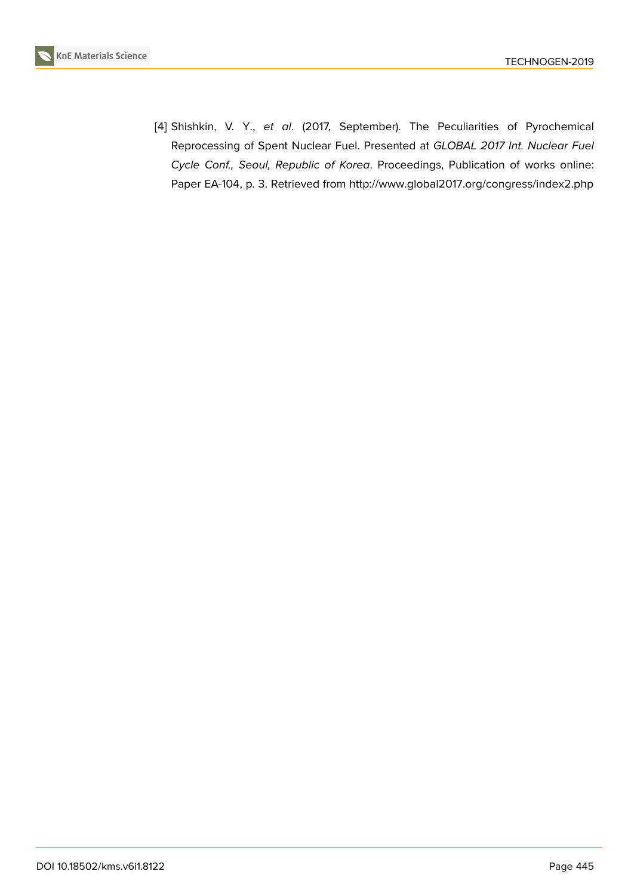[4] Shishkin, V. Y., *et al*. (2017, September). The Peculiarities of Pyrochemical Reprocessing of Spent Nuclear Fuel. Presented at *GLOBAL 2017 Int. Nuclear Fuel Cycle Conf., Seoul, Republic of Korea*. Proceedings, Publication of works online: Paper EA-104, p. 3. Retrieved from http://www.global2017.org/congress/index2.php